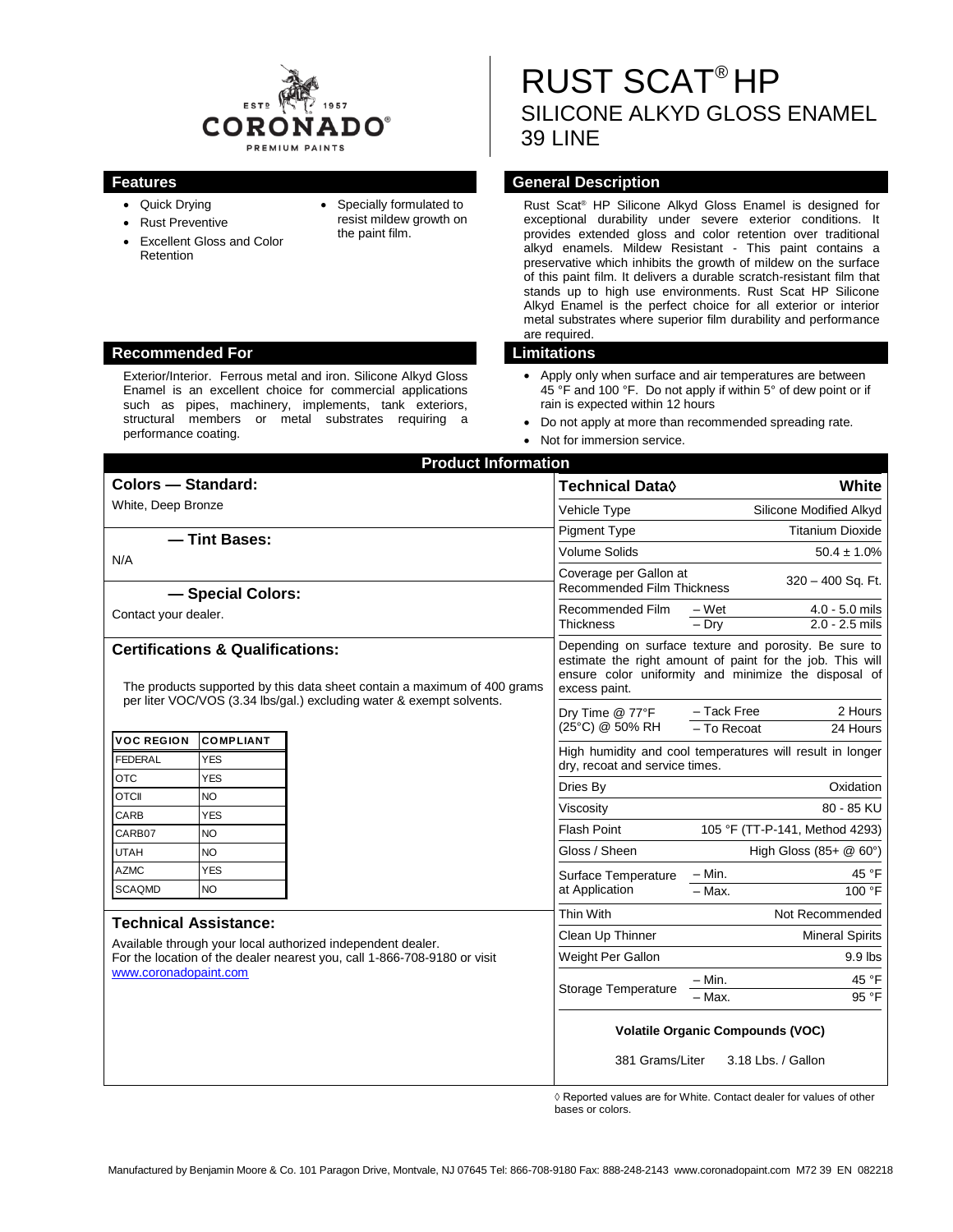CORONADO® PREMIUM PAINTS — ESTD 1957

# RUST SCAT® HP

## SILICONE ALKYD GLOSS ENAMEL

## 39 LINE

## Features

- Quick Drying
- Rust Preventive
- Excellent Gloss and Color Retention
- Specially formulated to resist mildew growth on the paint film.

## General Description

Rust Scat® HP Silicone Alkyd Gloss Enamel is designed for exceptional durability under severe exterior conditions. It provides extended gloss and color retention over traditional alkyd enamels. Mildew Resistant - This paint contains a preservative which inhibits the growth of mildew on the surface of this paint film. It delivers a durable scratch-resistant film that stands up to high use environments. Rust Scat HP Silicone Alkyd Enamel is the perfect choice for all exterior or interior metal substrates where superior film durability and performance are required.

## Recommended For

Exterior/Interior. Ferrous metal and iron. Silicone Alkyd Gloss Enamel is an excellent choice for commercial applications such as pipes, machinery, implements, tank exteriors, structural members or metal substrates requiring a performance coating.

## Limitations

- Apply only when surface and air temperatures are between 45 °F and 100 °F. Do not apply if within 5° of dew point or if rain is expected within 12 hours
- Do not apply at more than recommended spreading rate.
- Not for immersion service.

## Product Information

### Colors — Standard:

White, Deep Bronze

### — Tint Bases:

N/A

### — Special Colors:

Contact your dealer.

### Certifications & Qualifications:

The products supported by this data sheet contain a maximum of 400 grams per liter VOC/VOS (3.34 lbs/gal.) excluding water & exempt solvents.

| VOC REGION | COMPLIANT |
|---|---|
| FEDERAL | YES |
| OTC | YES |
| OTCII | NO |
| CARB | YES |
| CARB07 | NO |
| UTAH | NO |
| AZMC | YES |
| SCAQMD | NO |

### Technical Assistance:

Available through your local authorized independent dealer. For the location of the dealer nearest you, call 1-866-708-9180 or visit www.coronadopaint.com

| Technical Data◊ | | White |
|---|---|---|
| Vehicle Type | | Silicone Modified Alkyd |
| Pigment Type | | Titanium Dioxide |
| Volume Solids | | 50.4 ± 1.0% |
| Coverage per Gallon at Recommended Film Thickness | | 320 – 400 Sq. Ft. |
| Recommended Film Thickness | – Wet | 4.0 - 5.0 mils |
| | – Dry | 2.0 - 2.5 mils |
| Depending on surface texture and porosity. Be sure to estimate the right amount of paint for the job. This will ensure color uniformity and minimize the disposal of excess paint. | | |
| Dry Time @ 77°F (25°C) @ 50% RH | – Tack Free | 2 Hours |
| | – To Recoat | 24 Hours |
| High humidity and cool temperatures will result in longer dry, recoat and service times. | | |
| Dries By | | Oxidation |
| Viscosity | | 80 - 85 KU |
| Flash Point | | 105 °F (TT-P-141, Method 4293) |
| Gloss / Sheen | | High Gloss (85+ @ 60°) |
| Surface Temperature at Application | – Min. | 45 °F |
| | – Max. | 100 °F |
| Thin With | | Not Recommended |
| Clean Up Thinner | | Mineral Spirits |
| Weight Per Gallon | | 9.9 lbs |
| Storage Temperature | – Min. | 45 °F |
| | – Max. | 95 °F |

**Volatile Organic Compounds (VOC)**

381 Grams/Liter 3.18 Lbs. / Gallon

◊ Reported values are for White. Contact dealer for values of other bases or colors.

Manufactured by Benjamin Moore & Co. 101 Paragon Drive, Montvale, NJ 07645 Tel: 866-708-9180 Fax: 888-248-2143 www.coronadopaint.com M72 39 EN 082218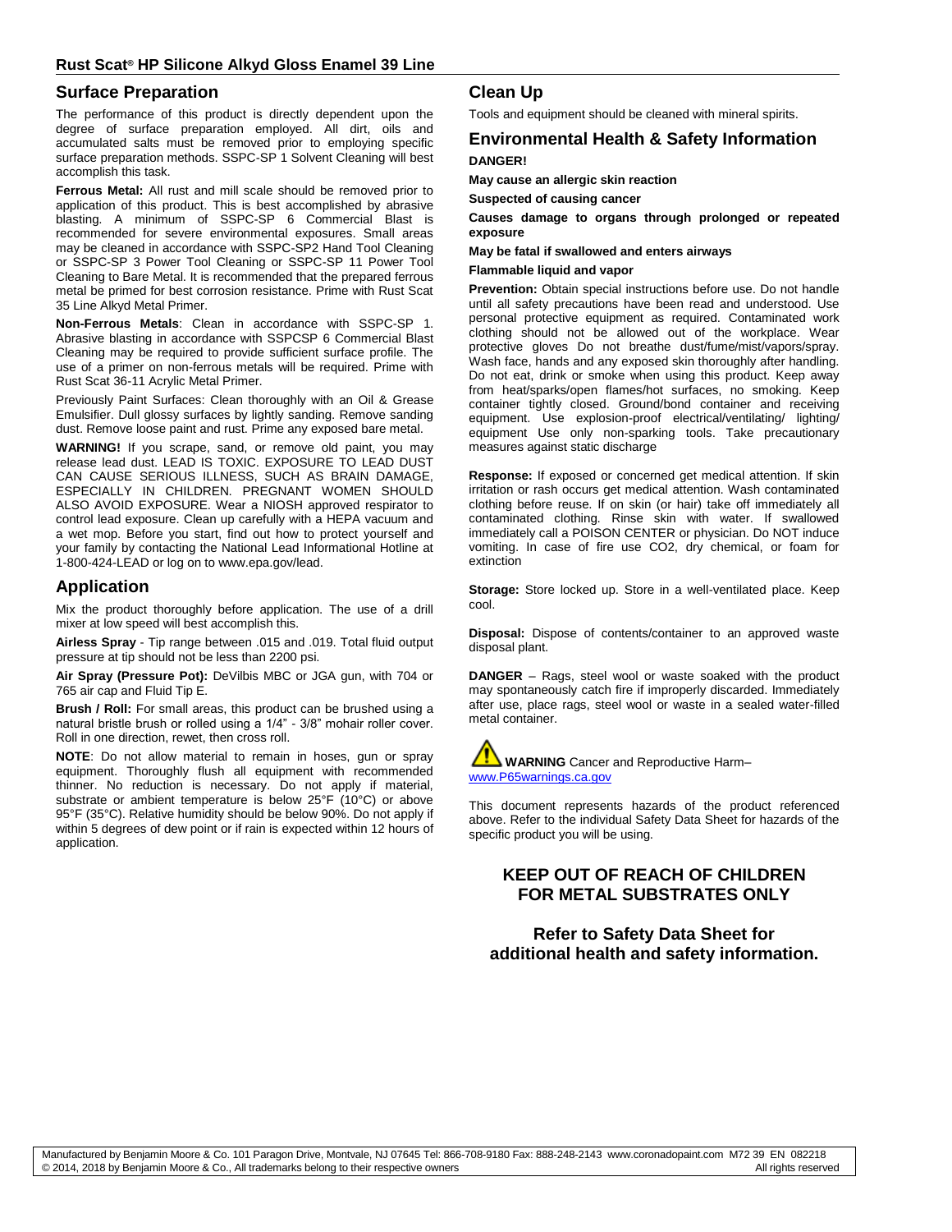## Surface Preparation

The performance of this product is directly dependent upon the degree of surface preparation employed. All dirt, oils and accumulated salts must be removed prior to employing specific surface preparation methods. SSPC-SP 1 Solvent Cleaning will best accomplish this task.

**Ferrous Metal:** All rust and mill scale should be removed prior to application of this product. This is best accomplished by abrasive blasting. A minimum of SSPC-SP 6 Commercial Blast is recommended for severe environmental exposures. Small areas may be cleaned in accordance with SSPC-SP2 Hand Tool Cleaning or SSPC-SP 3 Power Tool Cleaning or SSPC-SP 11 Power Tool Cleaning to Bare Metal. It is recommended that the prepared ferrous metal be primed for best corrosion resistance. Prime with Rust Scat 35 Line Alkyd Metal Primer.

**Non-Ferrous Metals**: Clean in accordance with SSPC-SP 1. Abrasive blasting in accordance with SSPCSP 6 Commercial Blast Cleaning may be required to provide sufficient surface profile. The use of a primer on non-ferrous metals will be required. Prime with Rust Scat 36-11 Acrylic Metal Primer.

Previously Paint Surfaces: Clean thoroughly with an Oil & Grease Emulsifier. Dull glossy surfaces by lightly sanding. Remove sanding dust. Remove loose paint and rust. Prime any exposed bare metal.

**WARNING!** If you scrape, sand, or remove old paint, you may release lead dust. LEAD IS TOXIC. EXPOSURE TO LEAD DUST CAN CAUSE SERIOUS ILLNESS, SUCH AS BRAIN DAMAGE, ESPECIALLY IN CHILDREN. PREGNANT WOMEN SHOULD ALSO AVOID EXPOSURE. Wear a NIOSH approved respirator to control lead exposure. Clean up carefully with a HEPA vacuum and a wet mop. Before you start, find out how to protect yourself and your family by contacting the National Lead Informational Hotline at 1-800-424-LEAD or log on to www.epa.gov/lead.

## Application

Mix the product thoroughly before application. The use of a drill mixer at low speed will best accomplish this.

**Airless Spray** - Tip range between .015 and .019. Total fluid output pressure at tip should not be less than 2200 psi.

**Air Spray (Pressure Pot):** DeVilbis MBC or JGA gun, with 704 or 765 air cap and Fluid Tip E.

**Brush / Roll:** For small areas, this product can be brushed using a natural bristle brush or rolled using a 1/4" - 3/8" mohair roller cover. Roll in one direction, rewet, then cross roll.

**NOTE**: Do not allow material to remain in hoses, gun or spray equipment. Thoroughly flush all equipment with recommended thinner. No reduction is necessary. Do not apply if material, substrate or ambient temperature is below 25°F (10°C) or above 95°F (35°C). Relative humidity should be below 90%. Do not apply if within 5 degrees of dew point or if rain is expected within 12 hours of application.

## Clean Up

Tools and equipment should be cleaned with mineral spirits.

## Environmental Health & Safety Information

**DANGER!**

**May cause an allergic skin reaction**

**Suspected of causing cancer**

**Causes damage to organs through prolonged or repeated exposure**

**May be fatal if swallowed and enters airways**

**Flammable liquid and vapor**

**Prevention:** Obtain special instructions before use. Do not handle until all safety precautions have been read and understood. Use personal protective equipment as required. Contaminated work clothing should not be allowed out of the workplace. Wear protective gloves Do not breathe dust/fume/mist/vapors/spray. Wash face, hands and any exposed skin thoroughly after handling. Do not eat, drink or smoke when using this product. Keep away from heat/sparks/open flames/hot surfaces, no smoking. Keep container tightly closed. Ground/bond container and receiving equipment. Use explosion-proof electrical/ventilating/ lighting/ equipment Use only non-sparking tools. Take precautionary measures against static discharge

**Response:** If exposed or concerned get medical attention. If skin irritation or rash occurs get medical attention. Wash contaminated clothing before reuse. If on skin (or hair) take off immediately all contaminated clothing. Rinse skin with water. If swallowed immediately call a POISON CENTER or physician. Do NOT induce vomiting. In case of fire use CO2, dry chemical, or foam for extinction

**Storage:** Store locked up. Store in a well-ventilated place. Keep cool.

**Disposal:** Dispose of contents/container to an approved waste disposal plant.

**DANGER** – Rags, steel wool or waste soaked with the product may spontaneously catch fire if improperly discarded. Immediately after use, place rags, steel wool or waste in a sealed water-filled metal container.

**WARNING** Cancer and Reproductive Harm– www.P65warnings.ca.gov

This document represents hazards of the product referenced above. Refer to the individual Safety Data Sheet for hazards of the specific product you will be using.

**KEEP OUT OF REACH OF CHILDREN**
**FOR METAL SUBSTRATES ONLY**

**Refer to Safety Data Sheet for additional health and safety information.**

Manufactured by Benjamin Moore & Co. 101 Paragon Drive, Montvale, NJ 07645 Tel: 866-708-9180 Fax: 888-248-2143 www.coronadopaint.com M72 39 EN 082218
© 2014, 2018 by Benjamin Moore & Co., All trademarks belong to their respective owners All rights reserved